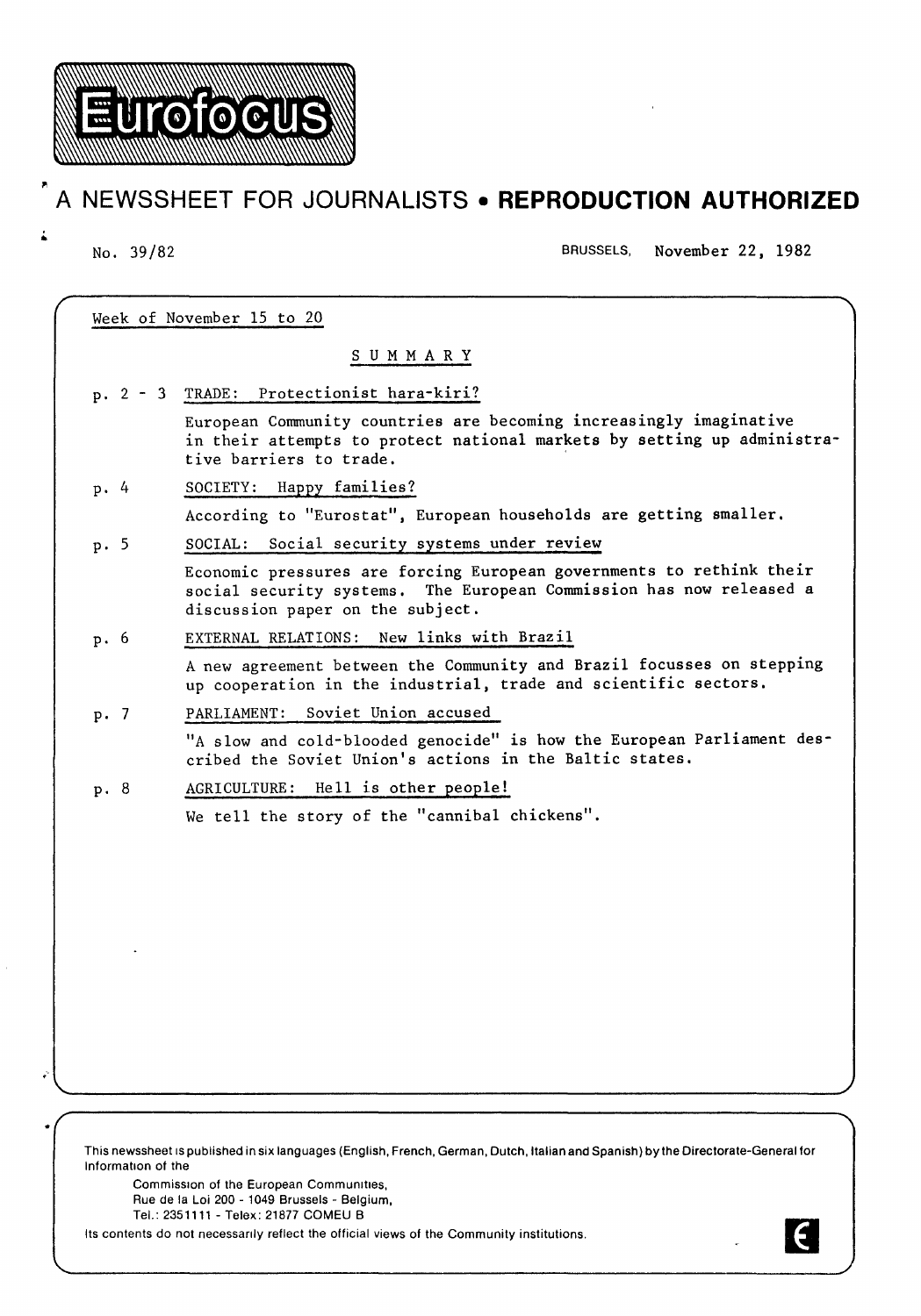# Eurofocus

## A NEWSSHEET FOR JOURNALISTS • **REPRODUCTION AUTHORIZED**

No. 39/82 BRUSSELS, November 22, 1982

Week of November 15 to 20

### SUMMARY

p. 2 - 3 TRADE: Protectionist hara-kiri?

European Community countries are becoming increasingly imaginative in their attempts to protect national markets by setting up administrative barriers to trade.

p. 4 SOCIETY: Happy families?

According to "Eurostat", European households are getting smaller.

p. 5 SOCIAL: Social security systems under review

Economic pressures are forcing European governments to rethink their social security systems. The European Commission has now released a discussion paper on the subject.

p. 6 EXTERNAL RELATIONS: New links with Brazil

A new agreement between the Community and Brazil focusses on stepping up cooperation in the industrial, trade and scientific sectors.

p. 7 PARLIAMENT: Soviet Union accused

"A slow and cold-blooded genocide" is how the European Parliament described the Soviet Union's actions in the Baltic states.

p. 8 AGRICULTURE: Hell is other people!

We tell the story of the "cannibal chickens".

This newssheet is published in six languages (English, French, German, Dutch, Italian and Spanish) by the Directorate-General for Information of the

Commission of the European Communities,
Rue de la Loi 200 - 1049 Brussels - Belgium,
Tel.: 2351111 - Telex: 21877 COMEU B

Its contents do not necessarily reflect the official views of the Community institutions.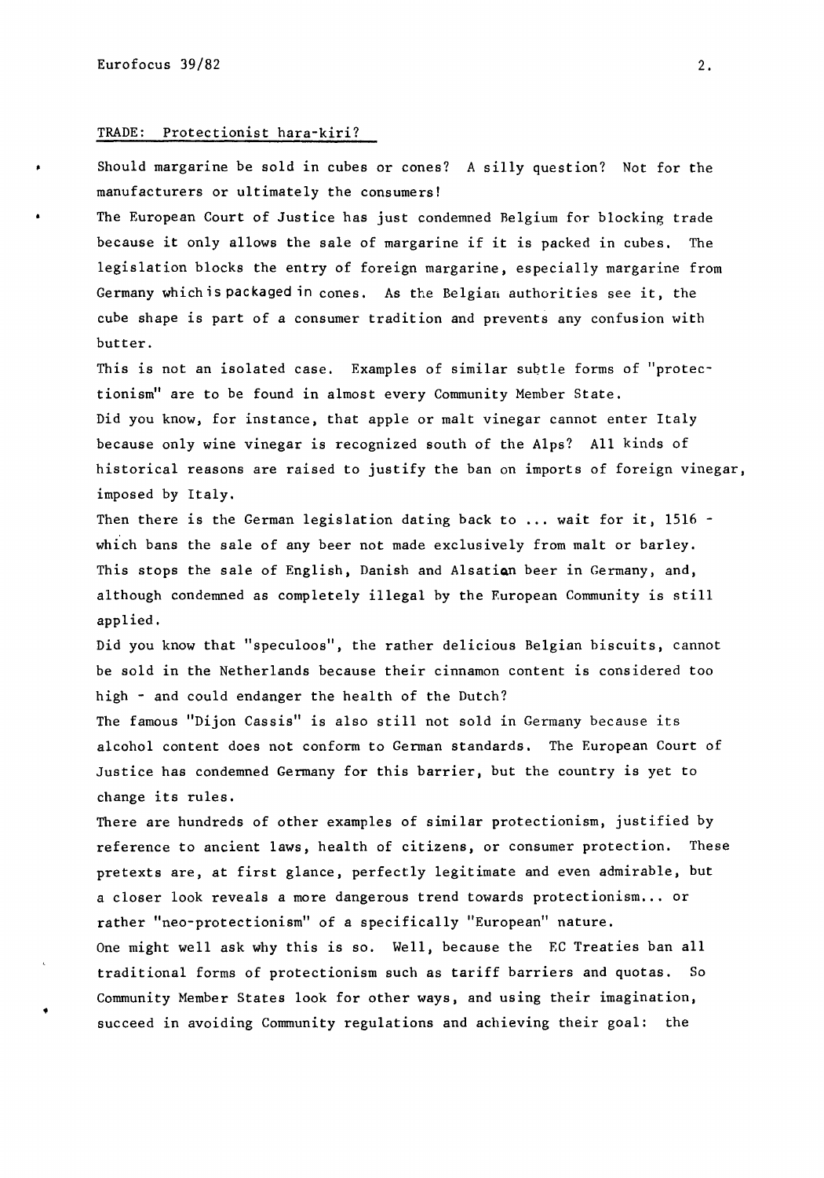## TRADE: Protectionist hara-kiri?

Should margarine be sold in cubes or cones? A silly question? Not for the manufacturers or ultimately the consumers!

The European Court of Justice has just condemned Belgium for blocking trade because it only allows the sale of margarine if it is packed in cubes. The legislation blocks the entry of foreign margarine, especially margarine from Germany which is packaged in cones. As the Belgian authorities see it, the cube shape is part of a consumer tradition and prevents any confusion with butter.

This is not an isolated case. Examples of similar subtle forms of "protectionism" are to be found in almost every Community Member State.

Did you know, for instance, that apple or malt vinegar cannot enter Italy because only wine vinegar is recognized south of the Alps? All kinds of historical reasons are raised to justify the ban on imports of foreign vinegar, imposed by Italy.

Then there is the German legislation dating back to ... wait for it, 1516 - which bans the sale of any beer not made exclusively from malt or barley. This stops the sale of English, Danish and Alsatian beer in Germany, and, although condemned as completely illegal by the European Community is still applied.

Did you know that "speculoos", the rather delicious Belgian biscuits, cannot be sold in the Netherlands because their cinnamon content is considered too high - and could endanger the health of the Dutch?

The famous "Dijon Cassis" is also still not sold in Germany because its alcohol content does not conform to German standards. The European Court of Justice has condemned Germany for this barrier, but the country is yet to change its rules.

There are hundreds of other examples of similar protectionism, justified by reference to ancient laws, health of citizens, or consumer protection. These pretexts are, at first glance, perfectly legitimate and even admirable, but a closer look reveals a more dangerous trend towards protectionism... or rather "neo-protectionism" of a specifically "European" nature.

One might well ask why this is so. Well, because the EC Treaties ban all traditional forms of protectionism such as tariff barriers and quotas. So Community Member States look for other ways, and using their imagination, succeed in avoiding Community regulations and achieving their goal: the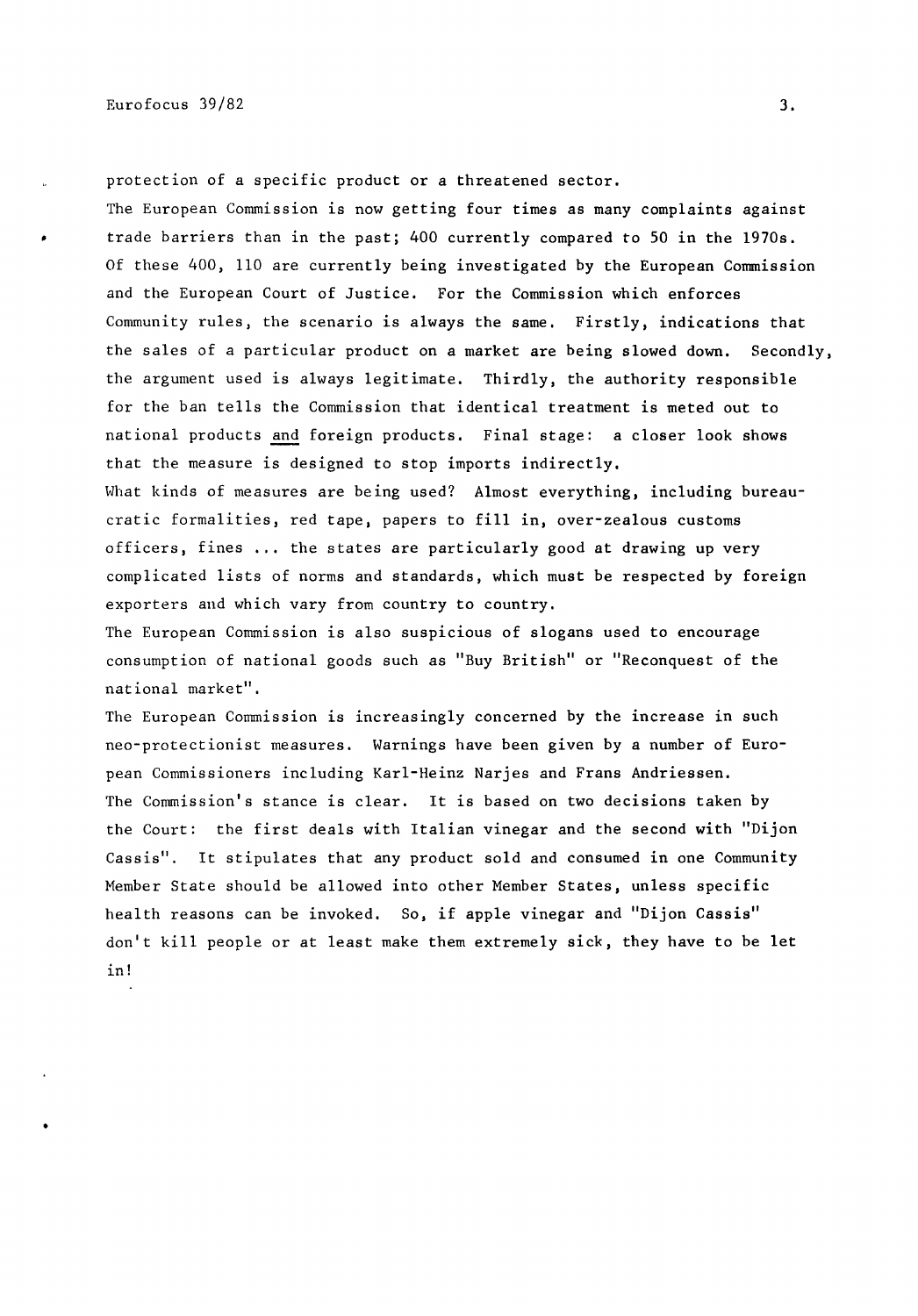protection of a specific product or a threatened sector.

The European Commission is now getting four times as many complaints against trade barriers than in the past; 400 currently compared to 50 in the 1970s. Of these 400, 110 are currently being investigated by the European Commission and the European Court of Justice. For the Commission which enforces Community rules, the scenario is always the same. Firstly, indications that the sales of a particular product on a market are being slowed down. Secondly, the argument used is always legitimate. Thirdly, the authority responsible for the ban tells the Commission that identical treatment is meted out to national products and foreign products. Final stage: a closer look shows that the measure is designed to stop imports indirectly.

What kinds of measures are being used? Almost everything, including bureaucratic formalities, red tape, papers to fill in, over-zealous customs officers, fines ... the states are particularly good at drawing up very complicated lists of norms and standards, which must be respected by foreign exporters and which vary from country to country.

The European Commission is also suspicious of slogans used to encourage consumption of national goods such as "Buy British" or "Reconquest of the national market".

The European Commission is increasingly concerned by the increase in such neo-protectionist measures. Warnings have been given by a number of European Commissioners including Karl-Heinz Narjes and Frans Andriessen.

The Commission's stance is clear. It is based on two decisions taken by the Court: the first deals with Italian vinegar and the second with "Dijon Cassis". It stipulates that any product sold and consumed in one Community Member State should be allowed into other Member States, unless specific health reasons can be invoked. So, if apple vinegar and "Dijon Cassis" don't kill people or at least make them extremely sick, they have to be let in!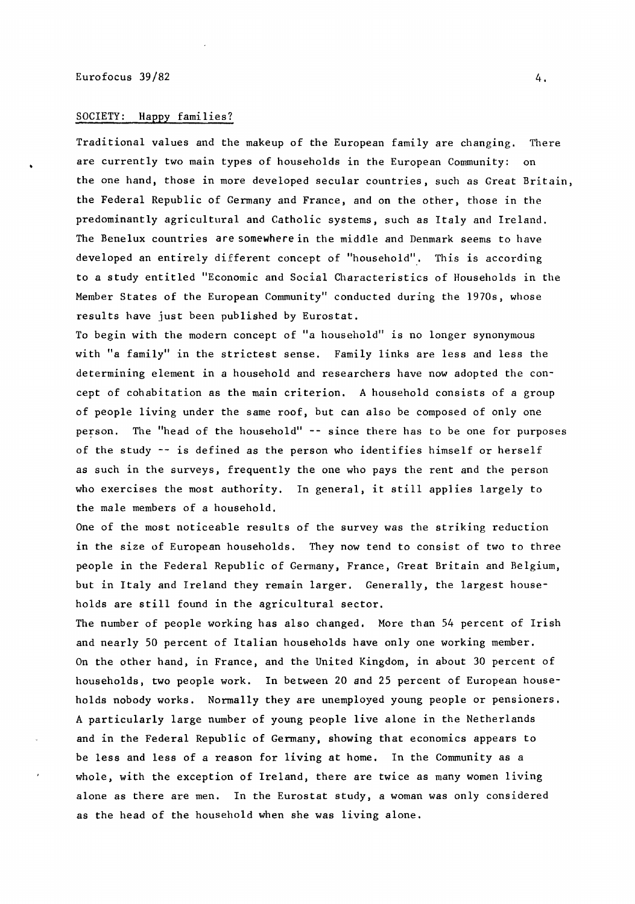## SOCIETY: Happy families?

Traditional values and the makeup of the European family are changing. There are currently two main types of households in the European Community: on the one hand, those in more developed secular countries, such as Great Britain, the Federal Republic of Germany and France, and on the other, those in the predominantly agricultural and Catholic systems, such as Italy and Ireland. The Benelux countries are somewhere in the middle and Denmark seems to have developed an entirely different concept of "household". This is according to a study entitled "Economic and Social Characteristics of Households in the Member States of the European Community" conducted during the 1970s, whose results have just been published by Eurostat.

To begin with the modern concept of "a household" is no longer synonymous with "a family" in the strictest sense. Family links are less and less the determining element in a household and researchers have now adopted the concept of cohabitation as the main criterion. A household consists of a group of people living under the same roof, but can also be composed of only one person. The "head of the household" -- since there has to be one for purposes of the study -- is defined as the person who identifies himself or herself as such in the surveys, frequently the one who pays the rent and the person who exercises the most authority. In general, it still applies largely to the male members of a household.

One of the most noticeable results of the survey was the striking reduction in the size of European households. They now tend to consist of two to three people in the Federal Republic of Germany, France, Great Britain and Belgium, but in Italy and Ireland they remain larger. Generally, the largest households are still found in the agricultural sector.

The number of people working has also changed. More than 54 percent of Irish and nearly 50 percent of Italian households have only one working member. On the other hand, in France, and the United Kingdom, in about 30 percent of households, two people work. In between 20 and 25 percent of European households nobody works. Normally they are unemployed young people or pensioners. A particularly large number of young people live alone in the Netherlands and in the Federal Republic of Germany, showing that economics appears to be less and less of a reason for living at home. In the Community as a whole, with the exception of Ireland, there are twice as many women living alone as there are men. In the Eurostat study, a woman was only considered as the head of the household when she was living alone.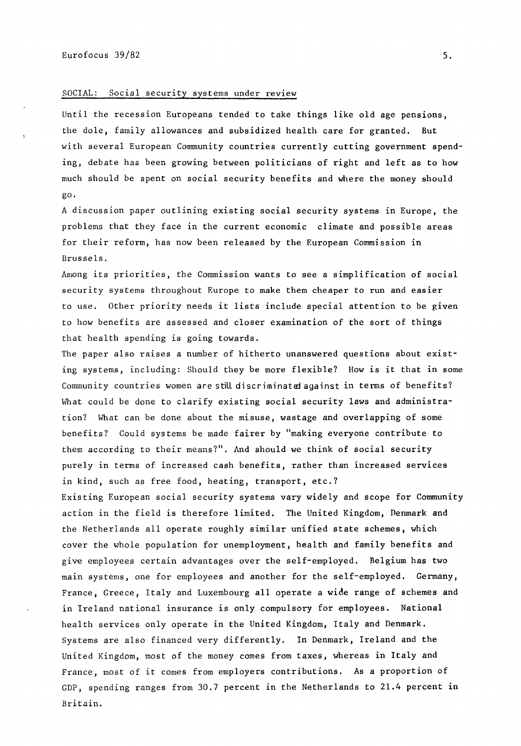## SOCIAL: Social security systems under review

Until the recession Europeans tended to take things like old age pensions, the dole, family allowances and subsidized health care for granted. But with several European Community countries currently cutting government spending, debate has been growing between politicians of right and left as to how much should be spent on social security benefits and where the money should go.

A discussion paper outlining existing social security systems in Europe, the problems that they face in the current economic climate and possible areas for their reform, has now been released by the European Commission in Brussels.

Among its priorities, the Commission wants to see a simplification of social security systems throughout Europe to make them cheaper to run and easier to use. Other priority needs it lists include special attention to be given to how benefits are assessed and closer examination of the sort of things that health spending is going towards.

The paper also raises a number of hitherto unanswered questions about existing systems, including: Should they be more flexible? How is it that in some Community countries women are still discriminated against in terms of benefits? What could be done to clarify existing social security laws and administration? What can be done about the misuse, wastage and overlapping of some benefits? Could systems be made fairer by "making everyone contribute to them according to their means?". And should we think of social security purely in terms of increased cash benefits, rather than increased services in kind, such as free food, heating, transport, etc.?

Existing European social security systems vary widely and scope for Community action in the field is therefore limited. The United Kingdom, Denmark and the Netherlands all operate roughly similar unified state schemes, which cover the whole population for unemployment, health and family benefits and give employees certain advantages over the self-employed. Belgium has two main systems, one for employees and another for the self-employed. Germany, France, Greece, Italy and Luxembourg all operate a wide range of schemes and in Ireland national insurance is only compulsory for employees. National health services only operate in the United Kingdom, Italy and Denmark. Systems are also financed very differently. In Denmark, Ireland and the United Kingdom, most of the money comes from taxes, whereas in Italy and France, most of it comes from employers contributions. As a proportion of GDP, spending ranges from 30.7 percent in the Netherlands to 21.4 percent in Britain.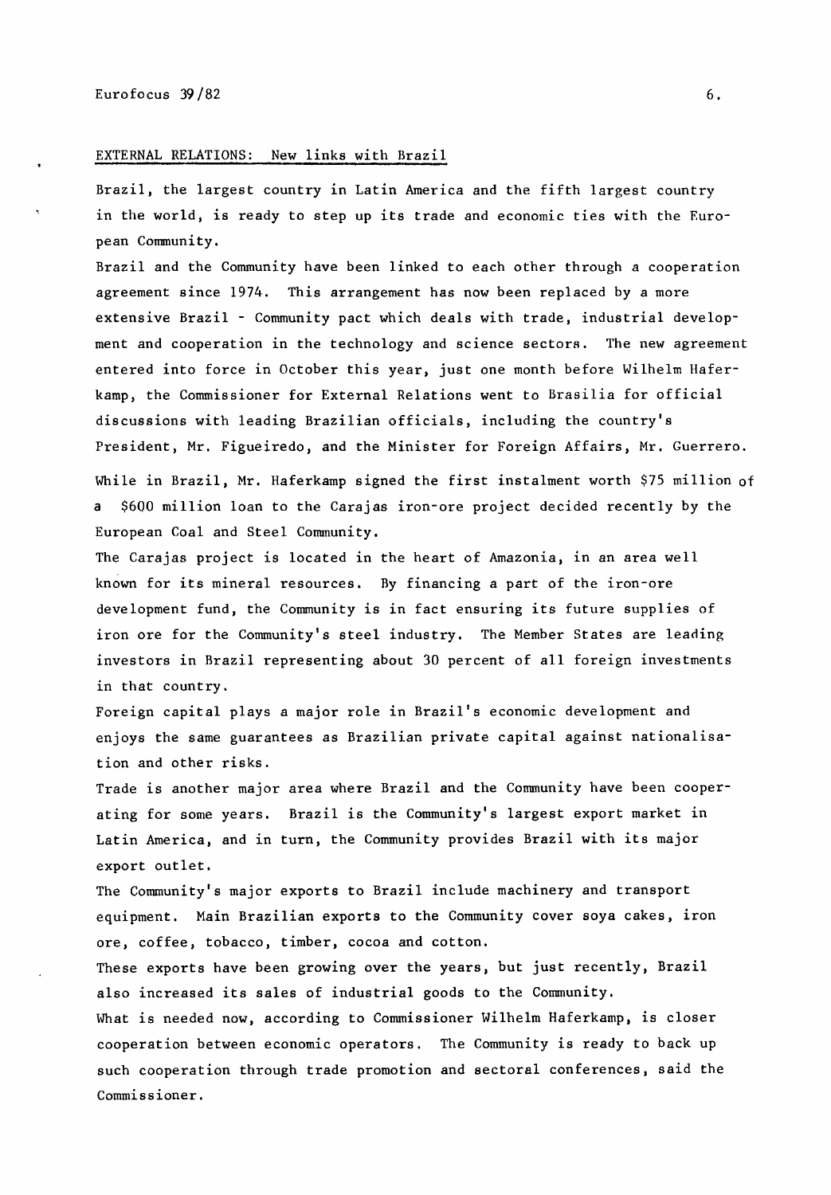## EXTERNAL RELATIONS: New links with Brazil

Brazil, the largest country in Latin America and the fifth largest country in the world, is ready to step up its trade and economic ties with the European Community.

Brazil and the Community have been linked to each other through a cooperation agreement since 1974. This arrangement has now been replaced by a more extensive Brazil - Community pact which deals with trade, industrial development and cooperation in the technology and science sectors. The new agreement entered into force in October this year, just one month before Wilhelm Haferkamp, the Commissioner for External Relations went to Brasilia for official discussions with leading Brazilian officials, including the country's President, Mr. Figueiredo, and the Minister for Foreign Affairs, Mr. Guerrero.

While in Brazil, Mr. Haferkamp signed the first instalment worth $75 million of a $600 million loan to the Carajas iron-ore project decided recently by the European Coal and Steel Community.

The Carajas project is located in the heart of Amazonia, in an area well known for its mineral resources. By financing a part of the iron-ore development fund, the Community is in fact ensuring its future supplies of iron ore for the Community's steel industry. The Member States are leading investors in Brazil representing about 30 percent of all foreign investments in that country.

Foreign capital plays a major role in Brazil's economic development and enjoys the same guarantees as Brazilian private capital against nationalisation and other risks.

Trade is another major area where Brazil and the Community have been cooperating for some years. Brazil is the Community's largest export market in Latin America, and in turn, the Community provides Brazil with its major export outlet.

The Community's major exports to Brazil include machinery and transport equipment. Main Brazilian exports to the Community cover soya cakes, iron ore, coffee, tobacco, timber, cocoa and cotton.

These exports have been growing over the years, but just recently, Brazil also increased its sales of industrial goods to the Community.

What is needed now, according to Commissioner Wilhelm Haferkamp, is closer cooperation between economic operators. The Community is ready to back up such cooperation through trade promotion and sectoral conferences, said the Commissioner.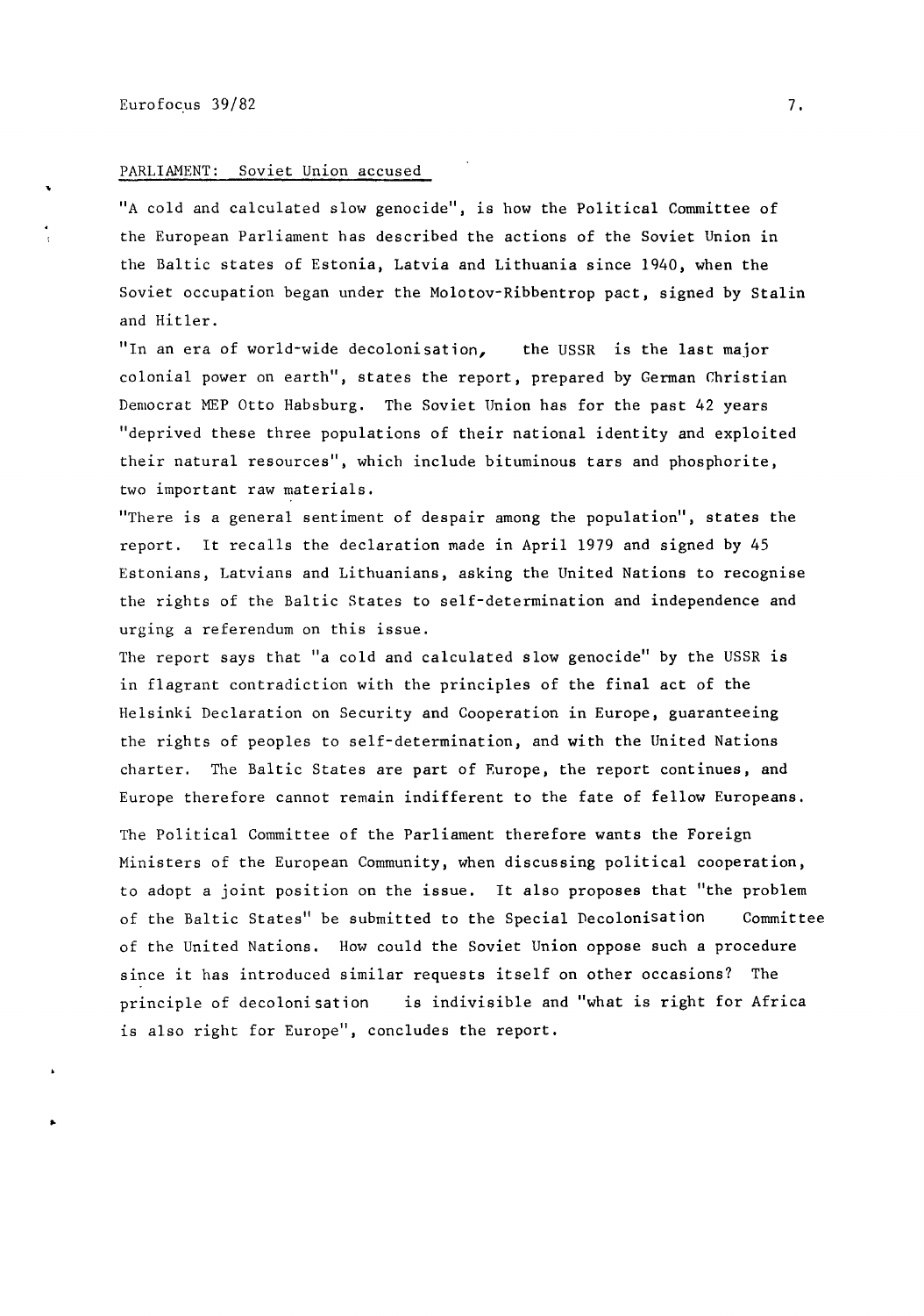## PARLIAMENT: Soviet Union accused

"A cold and calculated slow genocide", is how the Political Committee of the European Parliament has described the actions of the Soviet Union in the Baltic states of Estonia, Latvia and Lithuania since 1940, when the Soviet occupation began under the Molotov-Ribbentrop pact, signed by Stalin and Hitler.

"In an era of world-wide decolonisation, the USSR is the last major colonial power on earth", states the report, prepared by German Christian Democrat MEP Otto Habsburg. The Soviet Union has for the past 42 years "deprived these three populations of their national identity and exploited their natural resources", which include bituminous tars and phosphorite, two important raw materials.

"There is a general sentiment of despair among the population", states the report. It recalls the declaration made in April 1979 and signed by 45 Estonians, Latvians and Lithuanians, asking the United Nations to recognise the rights of the Baltic States to self-determination and independence and urging a referendum on this issue.

The report says that "a cold and calculated slow genocide" by the USSR is in flagrant contradiction with the principles of the final act of the Helsinki Declaration on Security and Cooperation in Europe, guaranteeing the rights of peoples to self-determination, and with the United Nations charter. The Baltic States are part of Europe, the report continues, and Europe therefore cannot remain indifferent to the fate of fellow Europeans.

The Political Committee of the Parliament therefore wants the Foreign Ministers of the European Community, when discussing political cooperation, to adopt a joint position on the issue. It also proposes that "the problem of the Baltic States" be submitted to the Special Decolonisation Committee of the United Nations. How could the Soviet Union oppose such a procedure since it has introduced similar requests itself on other occasions? The principle of decolonisation is indivisible and "what is right for Africa is also right for Europe", concludes the report.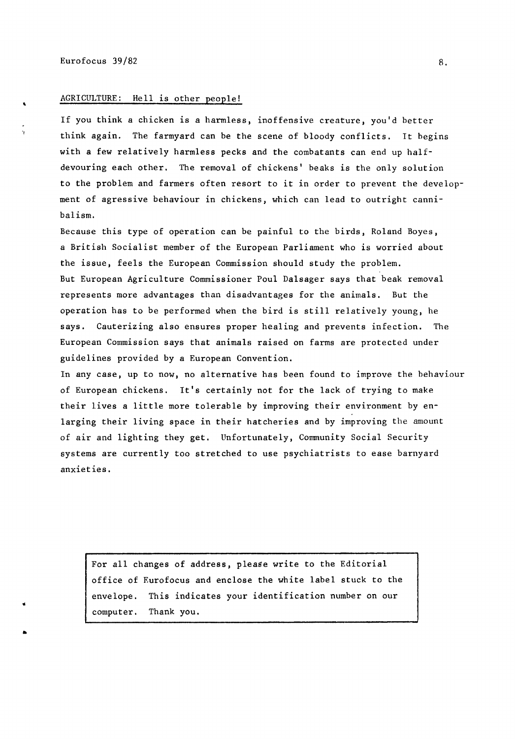## AGRICULTURE: Hell is other people!

If you think a chicken is a harmless, inoffensive creature, you'd better think again. The farmyard can be the scene of bloody conflicts. It begins with a few relatively harmless pecks and the combatants can end up half-devouring each other. The removal of chickens' beaks is the only solution to the problem and farmers often resort to it in order to prevent the development of agressive behaviour in chickens, which can lead to outright cannibalism.

Because this type of operation can be painful to the birds, Roland Boyes, a British Socialist member of the European Parliament who is worried about the issue, feels the European Commission should study the problem.

But European Agriculture Commissioner Poul Dalsager says that beak removal represents more advantages than disadvantages for the animals. But the operation has to be performed when the bird is still relatively young, he says. Cauterizing also ensures proper healing and prevents infection. The European Commission says that animals raised on farms are protected under guidelines provided by a European Convention.

In any case, up to now, no alternative has been found to improve the behaviour of European chickens. It's certainly not for the lack of trying to make their lives a little more tolerable by improving their environment by enlarging their living space in their hatcheries and by improving the amount of air and lighting they get. Unfortunately, Community Social Security systems are currently too stretched to use psychiatrists to ease barnyard anxieties.

> For all changes of address, please write to the Editorial office of Eurofocus and enclose the white label stuck to the envelope. This indicates your identification number on our computer. Thank you.